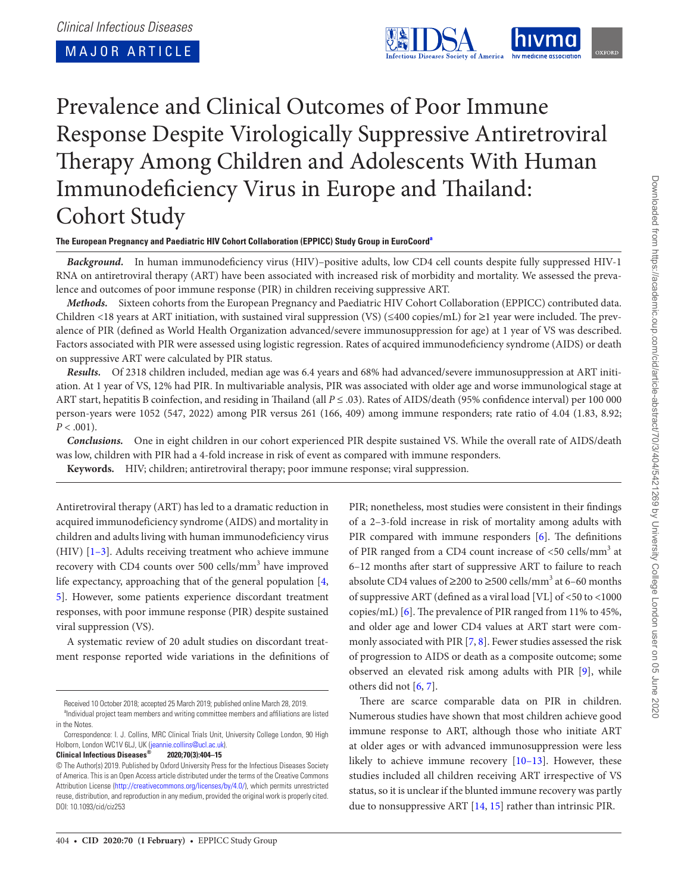Clinical Infectious Diseases

MAJOR ARTICLE

# Prevalence and Clinical Outcomes of Poor Immune Response Despite Virologically Suppressive Antiretroviral Therapy Among Children and Adolescents With Human Immunodeficiency Virus in Europe and Thailand: Cohort Study

**The European Pregnancy and Paediatric HIV Cohort Collaboration (EPPICC) Study Group in EuroCoord[a]**

***Background.*** In human immunodeficiency virus (HIV)–positive adults, low CD4 cell counts despite fully suppressed HIV-1 RNA on antiretroviral therapy (ART) have been associated with increased risk of morbidity and mortality. We assessed the prevalence and outcomes of poor immune response (PIR) in children receiving suppressive ART.

***Methods.*** Sixteen cohorts from the European Pregnancy and Paediatric HIV Cohort Collaboration (EPPICC) contributed data. Children <18 years at ART initiation, with sustained viral suppression (VS) (≤400 copies/mL) for ≥1 year were included. The prevalence of PIR (defined as World Health Organization advanced/severe immunosuppression for age) at 1 year of VS was described. Factors associated with PIR were assessed using logistic regression. Rates of acquired immunodeficiency syndrome (AIDS) or death on suppressive ART were calculated by PIR status.

***Results.*** Of 2318 children included, median age was 6.4 years and 68% had advanced/severe immunosuppression at ART initiation. At 1 year of VS, 12% had PIR. In multivariable analysis, PIR was associated with older age and worse immunological stage at ART start, hepatitis B coinfection, and residing in Thailand (all $P \le .03$). Rates of AIDS/death (95% confidence interval) per 100 000 person-years were 1052 (547, 2022) among PIR versus 261 (166, 409) among immune responders; rate ratio of 4.04 (1.83, 8.92; $P < .001$).

***Conclusions.*** One in eight children in our cohort experienced PIR despite sustained VS. While the overall rate of AIDS/death was low, children with PIR had a 4-fold increase in risk of event as compared with immune responders.

**Keywords.** HIV; children; antiretroviral therapy; poor immune response; viral suppression.

Antiretroviral therapy (ART) has led to a dramatic reduction in acquired immunodeficiency syndrome (AIDS) and mortality in children and adults living with human immunodeficiency virus (HIV) [1–3]. Adults receiving treatment who achieve immune recovery with CD4 counts over 500 cells/mm$^3$ have improved life expectancy, approaching that of the general population [4, 5]. However, some patients experience discordant treatment responses, with poor immune response (PIR) despite sustained viral suppression (VS).

A systematic review of 20 adult studies on discordant treatment response reported wide variations in the definitions of PIR; nonetheless, most studies were consistent in their findings of a 2–3-fold increase in risk of mortality among adults with PIR compared with immune responders [6]. The definitions of PIR ranged from a CD4 count increase of <50 cells/mm$^3$ at 6–12 months after start of suppressive ART to failure to reach absolute CD4 values of ≥200 to ≥500 cells/mm$^3$ at 6–60 months of suppressive ART (defined as a viral load [VL] of <50 to <1000 copies/mL) [6]. The prevalence of PIR ranged from 11% to 45%, and older age and lower CD4 values at ART start were commonly associated with PIR [7, 8]. Fewer studies assessed the risk of progression to AIDS or death as a composite outcome; some observed an elevated risk among adults with PIR [9], while others did not [6, 7].

There are scarce comparable data on PIR in children. Numerous studies have shown that most children achieve good immune response to ART, although those who initiate ART at older ages or with advanced immunosuppression were less likely to achieve immune recovery [10–13]. However, these studies included all children receiving ART irrespective of VS status, so it is unclear if the blunted immune recovery was partly due to nonsuppressive ART [14, 15] rather than intrinsic PIR.

Received 10 October 2018; accepted 25 March 2019; published online March 28, 2019.

[a]Individual project team members and writing committee members and affiliations are listed in the Notes.

Correspondence: I. J. Collins, MRC Clinical Trials Unit, University College London, 90 High Holborn, London WC1V 6LJ, UK (jeannie.collins@ucl.ac.uk).

**Clinical Infectious Diseases®** **2020;70(3):404–15**

© The Author(s) 2019. Published by Oxford University Press for the Infectious Diseases Society of America. This is an Open Access article distributed under the terms of the Creative Commons Attribution License (http://creativecommons.org/licenses/by/4.0/), which permits unrestricted reuse, distribution, and reproduction in any medium, provided the original work is properly cited. DOI: 10.1093/cid/ciz253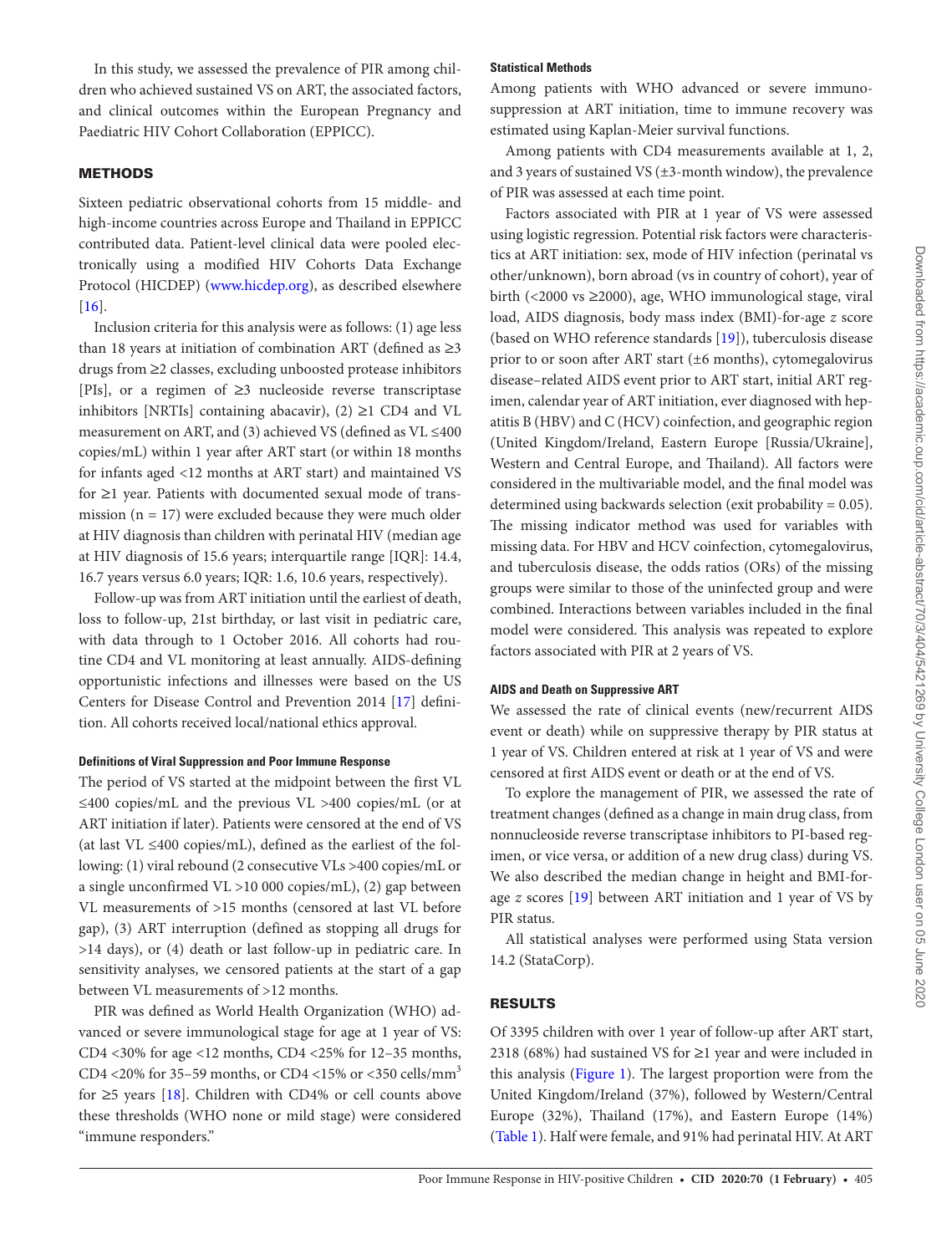In this study, we assessed the prevalence of PIR among children who achieved sustained VS on ART, the associated factors, and clinical outcomes within the European Pregnancy and Paediatric HIV Cohort Collaboration (EPPICC).

## METHODS

Sixteen pediatric observational cohorts from 15 middle- and high-income countries across Europe and Thailand in EPPICC contributed data. Patient-level clinical data were pooled electronically using a modified HIV Cohorts Data Exchange Protocol (HICDEP) (www.hicdep.org), as described elsewhere [16].

Inclusion criteria for this analysis were as follows: (1) age less than 18 years at initiation of combination ART (defined as ≥3 drugs from ≥2 classes, excluding unboosted protease inhibitors [PIs], or a regimen of ≥3 nucleoside reverse transcriptase inhibitors [NRTIs] containing abacavir), (2) ≥1 CD4 and VL measurement on ART, and (3) achieved VS (defined as VL ≤400 copies/mL) within 1 year after ART start (or within 18 months for infants aged <12 months at ART start) and maintained VS for ≥1 year. Patients with documented sexual mode of transmission (n = 17) were excluded because they were much older at HIV diagnosis than children with perinatal HIV (median age at HIV diagnosis of 15.6 years; interquartile range [IQR]: 14.4, 16.7 years versus 6.0 years; IQR: 1.6, 10.6 years, respectively).

Follow-up was from ART initiation until the earliest of death, loss to follow-up, 21st birthday, or last visit in pediatric care, with data through to 1 October 2016. All cohorts had routine CD4 and VL monitoring at least annually. AIDS-defining opportunistic infections and illnesses were based on the US Centers for Disease Control and Prevention 2014 [17] definition. All cohorts received local/national ethics approval.

### Definitions of Viral Suppression and Poor Immune Response

The period of VS started at the midpoint between the first VL ≤400 copies/mL and the previous VL >400 copies/mL (or at ART initiation if later). Patients were censored at the end of VS (at last VL ≤400 copies/mL), defined as the earliest of the following: (1) viral rebound (2 consecutive VLs >400 copies/mL or a single unconfirmed VL >10 000 copies/mL), (2) gap between VL measurements of >15 months (censored at last VL before gap), (3) ART interruption (defined as stopping all drugs for >14 days), or (4) death or last follow-up in pediatric care. In sensitivity analyses, we censored patients at the start of a gap between VL measurements of >12 months.

PIR was defined as World Health Organization (WHO) advanced or severe immunological stage for age at 1 year of VS: CD4 <30% for age <12 months, CD4 <25% for 12–35 months, CD4 <20% for 35–59 months, or CD4 <15% or <350 cells/mm$^3$ for ≥5 years [18]. Children with CD4% or cell counts above these thresholds (WHO none or mild stage) were considered "immune responders."

### Statistical Methods

Among patients with WHO advanced or severe immunosuppression at ART initiation, time to immune recovery was estimated using Kaplan-Meier survival functions.

Among patients with CD4 measurements available at 1, 2, and 3 years of sustained VS (±3-month window), the prevalence of PIR was assessed at each time point.

Factors associated with PIR at 1 year of VS were assessed using logistic regression. Potential risk factors were characteristics at ART initiation: sex, mode of HIV infection (perinatal vs other/unknown), born abroad (vs in country of cohort), year of birth (<2000 vs ≥2000), age, WHO immunological stage, viral load, AIDS diagnosis, body mass index (BMI)-for-age *z* score (based on WHO reference standards [19]), tuberculosis disease prior to or soon after ART start (±6 months), cytomegalovirus disease–related AIDS event prior to ART start, initial ART regimen, calendar year of ART initiation, ever diagnosed with hepatitis B (HBV) and C (HCV) coinfection, and geographic region (United Kingdom/Ireland, Eastern Europe [Russia/Ukraine], Western and Central Europe, and Thailand). All factors were considered in the multivariable model, and the final model was determined using backwards selection (exit probability = 0.05). The missing indicator method was used for variables with missing data. For HBV and HCV coinfection, cytomegalovirus, and tuberculosis disease, the odds ratios (ORs) of the missing groups were similar to those of the uninfected group and were combined. Interactions between variables included in the final model were considered. This analysis was repeated to explore factors associated with PIR at 2 years of VS.

### AIDS and Death on Suppressive ART

We assessed the rate of clinical events (new/recurrent AIDS event or death) while on suppressive therapy by PIR status at 1 year of VS. Children entered at risk at 1 year of VS and were censored at first AIDS event or death or at the end of VS.

To explore the management of PIR, we assessed the rate of treatment changes (defined as a change in main drug class, from nonnucleoside reverse transcriptase inhibitors to PI-based regimen, or vice versa, or addition of a new drug class) during VS. We also described the median change in height and BMI-for-age *z* scores [19] between ART initiation and 1 year of VS by PIR status.

All statistical analyses were performed using Stata version 14.2 (StataCorp).

## RESULTS

Of 3395 children with over 1 year of follow-up after ART start, 2318 (68%) had sustained VS for ≥1 year and were included in this analysis (Figure 1). The largest proportion were from the United Kingdom/Ireland (37%), followed by Western/Central Europe (32%), Thailand (17%), and Eastern Europe (14%) (Table 1). Half were female, and 91% had perinatal HIV. At ART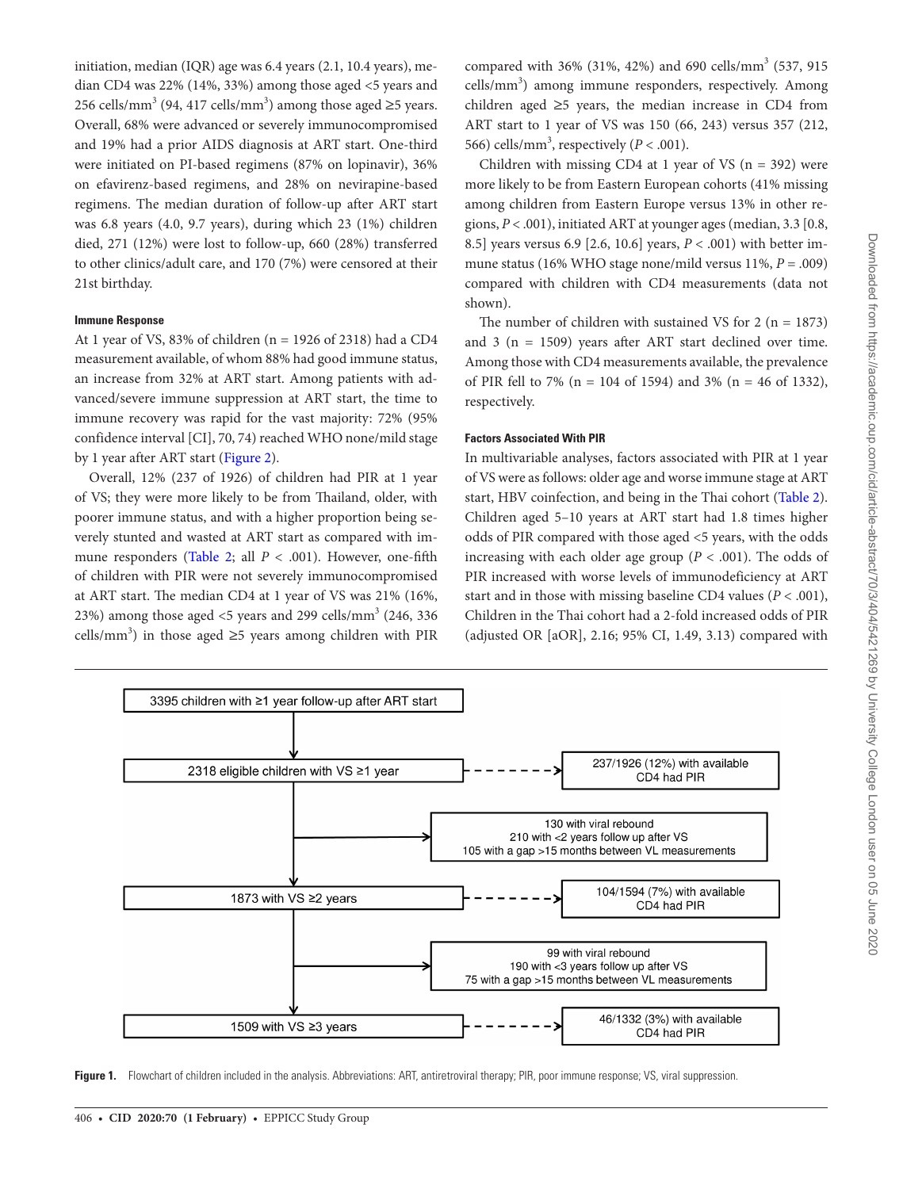initiation, median (IQR) age was 6.4 years (2.1, 10.4 years), median CD4 was 22% (14%, 33%) among those aged <5 years and 256 cells/mm$^3$ (94, 417 cells/mm$^3$) among those aged ≥5 years. Overall, 68% were advanced or severely immunocompromised and 19% had a prior AIDS diagnosis at ART start. One-third were initiated on PI-based regimens (87% on lopinavir), 36% on efavirenz-based regimens, and 28% on nevirapine-based regimens. The median duration of follow-up after ART start was 6.8 years (4.0, 9.7 years), during which 23 (1%) children died, 271 (12%) were lost to follow-up, 660 (28%) transferred to other clinics/adult care, and 170 (7%) were censored at their 21st birthday.

#### Immune Response

At 1 year of VS, 83% of children (n = 1926 of 2318) had a CD4 measurement available, of whom 88% had good immune status, an increase from 32% at ART start. Among patients with advanced/severe immune suppression at ART start, the time to immune recovery was rapid for the vast majority: 72% (95% confidence interval [CI], 70, 74) reached WHO none/mild stage by 1 year after ART start (Figure 2).

Overall, 12% (237 of 1926) of children had PIR at 1 year of VS; they were more likely to be from Thailand, older, with poorer immune status, and with a higher proportion being severely stunted and wasted at ART start as compared with immune responders (Table 2; all $P$ < .001). However, one-fifth of children with PIR were not severely immunocompromised at ART start. The median CD4 at 1 year of VS was 21% (16%, 23%) among those aged <5 years and 299 cells/mm$^3$ (246, 336 cells/mm$^3$) in those aged ≥5 years among children with PIR compared with 36% (31%, 42%) and 690 cells/mm$^3$ (537, 915 cells/mm$^3$) among immune responders, respectively. Among children aged ≥5 years, the median increase in CD4 from ART start to 1 year of VS was 150 (66, 243) versus 357 (212, 566) cells/mm$^3$, respectively ($P$ < .001).

Children with missing CD4 at 1 year of VS (n = 392) were more likely to be from Eastern European cohorts (41% missing among children from Eastern Europe versus 13% in other regions, $P$ < .001), initiated ART at younger ages (median, 3.3 [0.8, 8.5] years versus 6.9 [2.6, 10.6] years, $P$ < .001) with better immune status (16% WHO stage none/mild versus 11%, $P$ = .009) compared with children with CD4 measurements (data not shown).

The number of children with sustained VS for 2 (n = 1873) and 3 (n = 1509) years after ART start declined over time. Among those with CD4 measurements available, the prevalence of PIR fell to 7% (n = 104 of 1594) and 3% (n = 46 of 1332), respectively.

#### Factors Associated With PIR

In multivariable analyses, factors associated with PIR at 1 year of VS were as follows: older age and worse immune stage at ART start, HBV coinfection, and being in the Thai cohort (Table 2). Children aged 5–10 years at ART start had 1.8 times higher odds of PIR compared with those aged <5 years, with the odds increasing with each older age group ($P$ < .001). The odds of PIR increased with worse levels of immunodeficiency at ART start and in those with missing baseline CD4 values ($P$ < .001), Children in the Thai cohort had a 2-fold increased odds of PIR (adjusted OR [aOR], 2.16; 95% CI, 1.49, 3.13) compared with

3395 children with ≥1 year follow-up after ART start
→ 2318 eligible children with VS ≥1 year ⇢ 237/1926 (12%) with available CD4 had PIR
→ Excluded: 130 with viral rebound; 210 with <2 years follow up after VS; 105 with a gap >15 months between VL measurements
→ 1873 with VS ≥2 years ⇢ 104/1594 (7%) with available CD4 had PIR
→ Excluded: 99 with viral rebound; 190 with <3 years follow up after VS; 75 with a gap >15 months between VL measurements
→ 1509 with VS ≥3 years ⇢ 46/1332 (3%) with available CD4 had PIR

**Figure 1.** Flowchart of children included in the analysis. Abbreviations: ART, antiretroviral therapy; PIR, poor immune response; VS, viral suppression.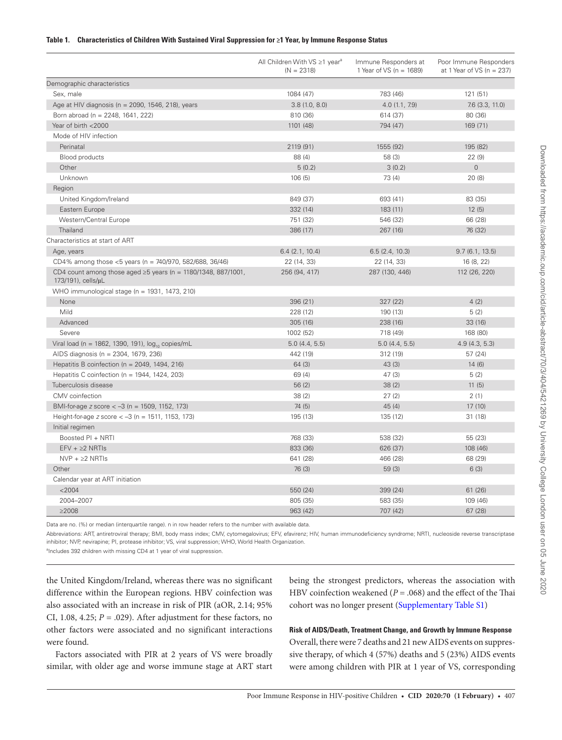**Table 1. Characteristics of Children With Sustained Viral Suppression for ≥1 Year, by Immune Response Status**

| | All Children With VS ≥1 year[a] (N = 2318) | Immune Responders at 1 Year of VS (n = 1689) | Poor Immune Responders at 1 Year of VS (n = 237) |
|---|---|---|---|
| Demographic characteristics | | | |
| Sex, male | 1084 (47) | 783 (46) | 121 (51) |
| Age at HIV diagnosis (n = 2090, 1546, 218), years | 3.8 (1.0, 8.0) | 4.0 (1.1, 7.9) | 7.6 (3.3, 11.0) |
| Born abroad (n = 2248, 1641, 222) | 810 (36) | 614 (37) | 80 (36) |
| Year of birth <2000 | 1101 (48) | 794 (47) | 169 (71) |
| Mode of HIV infection | | | |
| Perinatal | 2119 (91) | 1555 (92) | 195 (82) |
| Blood products | 88 (4) | 58 (3) | 22 (9) |
| Other | 5 (0.2) | 3 (0.2) | 0 |
| Unknown | 106 (5) | 73 (4) | 20 (8) |
| Region | | | |
| United Kingdom/Ireland | 849 (37) | 693 (41) | 83 (35) |
| Eastern Europe | 332 (14) | 183 (11) | 12 (5) |
| Western/Central Europe | 751 (32) | 546 (32) | 66 (28) |
| Thailand | 386 (17) | 267 (16) | 76 (32) |
| Characteristics at start of ART | | | |
| Age, years | 6.4 (2.1, 10.4) | 6.5 (2.4, 10.3) | 9.7 (6.1, 13.5) |
| CD4% among those <5 years (n = 740/970, 582/688, 36/46) | 22 (14, 33) | 22 (14, 33) | 16 (8, 22) |
| CD4 count among those aged ≥5 years (n = 1180/1348, 887/1001, 173/191), cells/μL | 256 (94, 417) | 287 (130, 446) | 112 (26, 220) |
| WHO immunological stage (n = 1931, 1473, 210) | | | |
| None | 396 (21) | 327 (22) | 4 (2) |
| Mild | 228 (12) | 190 (13) | 5 (2) |
| Advanced | 305 (16) | 238 (16) | 33 (16) |
| Severe | 1002 (52) | 718 (49) | 168 (80) |
| Viral load (n = 1862, 1390, 191), $\log_{10}$ copies/mL | 5.0 (4.4, 5.5) | 5.0 (4.4, 5.5) | 4.9 (4.3, 5.3) |
| AIDS diagnosis (n = 2304, 1679, 236) | 442 (19) | 312 (19) | 57 (24) |
| Hepatitis B coinfection (n = 2049, 1494, 216) | 64 (3) | 43 (3) | 14 (6) |
| Hepatitis C coinfection (n = 1944, 1424, 203) | 69 (4) | 47 (3) | 5 (2) |
| Tuberculosis disease | 56 (2) | 38 (2) | 11 (5) |
| CMV coinfection | 38 (2) | 27 (2) | 2 (1) |
| BMI-for-age $z$ score < −3 (n = 1509, 1152, 173) | 74 (5) | 45 (4) | 17 (10) |
| Height-for-age $z$ score < −3 (n = 1511, 1153, 173) | 195 (13) | 135 (12) | 31 (18) |
| Initial regimen | | | |
| Boosted PI + NRTI | 768 (33) | 538 (32) | 55 (23) |
| EFV + ≥2 NRTIs | 833 (36) | 626 (37) | 108 (46) |
| NVP + ≥2 NRTIs | 641 (28) | 466 (28) | 68 (29) |
| Other | 76 (3) | 59 (3) | 6 (3) |
| Calendar year at ART initiation | | | |
| <2004 | 550 (24) | 399 (24) | 61 (26) |
| 2004–2007 | 805 (35) | 583 (35) | 109 (46) |
| ≥2008 | 963 (42) | 707 (42) | 67 (28) |

Data are no. (%) or median (interquartile range). n in row header refers to the number with available data.

Abbreviations: ART, antiretroviral therapy; BMI, body mass index; CMV, cytomegalovirus; EFV, efavirenz; HIV, human immunodeficiency syndrome; NRTI, nucleoside reverse transcriptase inhibitor; NVP, nevirapine; PI, protease inhibitor; VS, viral suppression; WHO, World Health Organization.

[a]Includes 392 children with missing CD4 at 1 year of viral suppression.

the United Kingdom/Ireland, whereas there was no significant difference within the European regions. HBV coinfection was also associated with an increase in risk of PIR (aOR, 2.14; 95% CI, 1.08, 4.25; $P$ = .029). After adjustment for these factors, no other factors were associated and no significant interactions were found.

Factors associated with PIR at 2 years of VS were broadly similar, with older age and worse immune stage at ART start being the strongest predictors, whereas the association with HBV coinfection weakened ($P$ = .068) and the effect of the Thai cohort was no longer present (Supplementary Table S1)

#### Risk of AIDS/Death, Treatment Change, and Growth by Immune Response

Overall, there were 7 deaths and 21 new AIDS events on suppressive therapy, of which 4 (57%) deaths and 5 (23%) AIDS events were among children with PIR at 1 year of VS, corresponding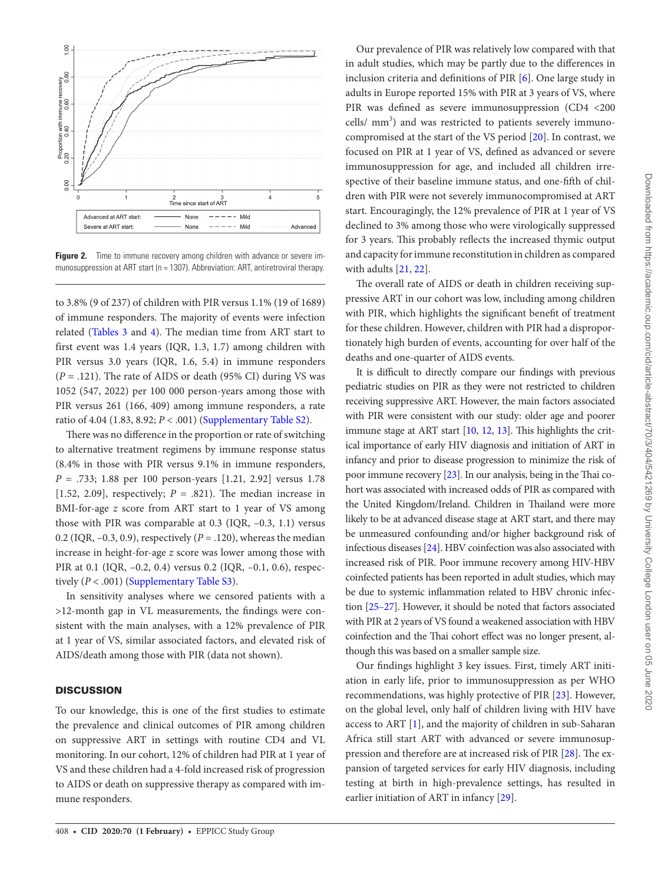**Figure 2.** Time to immune recovery among children with advance or severe immunosuppression at ART start (n = 1307). Abbreviation: ART, antiretroviral therapy.

to 3.8% (9 of 237) of children with PIR versus 1.1% (19 of 1689) of immune responders. The majority of events were infection related (Tables 3 and 4). The median time from ART start to first event was 1.4 years (IQR, 1.3, 1.7) among children with PIR versus 3.0 years (IQR, 1.6, 5.4) in immune responders ($P$ = .121). The rate of AIDS or death (95% CI) during VS was 1052 (547, 2022) per 100 000 person-years among those with PIR versus 261 (166, 409) among immune responders, a rate ratio of 4.04 (1.83, 8.92; $P$ < .001) (Supplementary Table S2).

There was no difference in the proportion or rate of switching to alternative treatment regimens by immune response status (8.4% in those with PIR versus 9.1% in immune responders, $P$ = .733; 1.88 per 100 person-years [1.21, 2.92] versus 1.78 [1.52, 2.09], respectively; $P$ = .821). The median increase in BMI-for-age $z$ score from ART start to 1 year of VS among those with PIR was comparable at 0.3 (IQR, −0.3, 1.1) versus 0.2 (IQR, −0.3, 0.9), respectively ($P$ = .120), whereas the median increase in height-for-age $z$ score was lower among those with PIR at 0.1 (IQR, −0.2, 0.4) versus 0.2 (IQR, −0.1, 0.6), respectively ($P$ < .001) (Supplementary Table S3).

In sensitivity analyses where we censored patients with a >12-month gap in VL measurements, the findings were consistent with the main analyses, with a 12% prevalence of PIR at 1 year of VS, similar associated factors, and elevated risk of AIDS/death among those with PIR (data not shown).

## DISCUSSION

To our knowledge, this is one of the first studies to estimate the prevalence and clinical outcomes of PIR among children on suppressive ART in settings with routine CD4 and VL monitoring. In our cohort, 12% of children had PIR at 1 year of VS and these children had a 4-fold increased risk of progression to AIDS or death on suppressive therapy as compared with immune responders.

Our prevalence of PIR was relatively low compared with that in adult studies, which may be partly due to the differences in inclusion criteria and definitions of PIR [6]. One large study in adults in Europe reported 15% with PIR at 3 years of VS, where PIR was defined as severe immunosuppression (CD4 <200 cells/ mm$^3$) and was restricted to patients severely immunocompromised at the start of the VS period [20]. In contrast, we focused on PIR at 1 year of VS, defined as advanced or severe immunosuppression for age, and included all children irrespective of their baseline immune status, and one-fifth of children with PIR were not severely immunocompromised at ART start. Encouragingly, the 12% prevalence of PIR at 1 year of VS declined to 3% among those who were virologically suppressed for 3 years. This probably reflects the increased thymic output and capacity for immune reconstitution in children as compared with adults [21, 22].

The overall rate of AIDS or death in children receiving suppressive ART in our cohort was low, including among children with PIR, which highlights the significant benefit of treatment for these children. However, children with PIR had a disproportionately high burden of events, accounting for over half of the deaths and one-quarter of AIDS events.

It is difficult to directly compare our findings with previous pediatric studies on PIR as they were not restricted to children receiving suppressive ART. However, the main factors associated with PIR were consistent with our study: older age and poorer immune stage at ART start [10, 12, 13]. This highlights the critical importance of early HIV diagnosis and initiation of ART in infancy and prior to disease progression to minimize the risk of poor immune recovery [23]. In our analysis, being in the Thai cohort was associated with increased odds of PIR as compared with the United Kingdom/Ireland. Children in Thailand were more likely to be at advanced disease stage at ART start, and there may be unmeasured confounding and/or higher background risk of infectious diseases [24]. HBV coinfection was also associated with increased risk of PIR. Poor immune recovery among HIV-HBV coinfected patients has been reported in adult studies, which may be due to systemic inflammation related to HBV chronic infection [25–27]. However, it should be noted that factors associated with PIR at 2 years of VS found a weakened association with HBV coinfection and the Thai cohort effect was no longer present, although this was based on a smaller sample size.

Our findings highlight 3 key issues. First, timely ART initiation in early life, prior to immunosuppression as per WHO recommendations, was highly protective of PIR [23]. However, on the global level, only half of children living with HIV have access to ART [1], and the majority of children in sub-Saharan Africa still start ART with advanced or severe immunosuppression and therefore are at increased risk of PIR [28]. The expansion of targeted services for early HIV diagnosis, including testing at birth in high-prevalence settings, has resulted in earlier initiation of ART in infancy [29].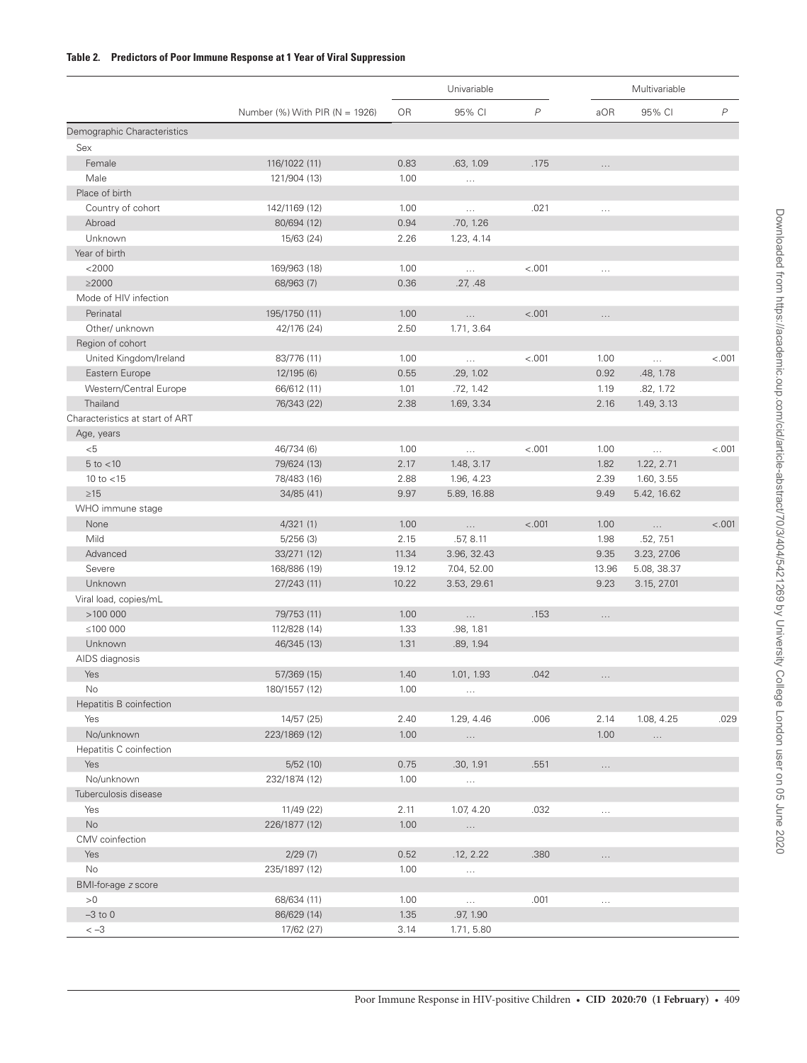**Table 2. Predictors of Poor Immune Response at 1 Year of Viral Suppression**

| | Number (%) With PIR (N = 1926) | Univariable | | | Multivariable | | |
|---|---|---|---|---|---|---|---|
| | | OR | 95% CI | *P* | aOR | 95% CI | *P* |
| **Demographic Characteristics** | | | | | | | |
| Sex | | | | | | | |
| Female | 116/1022 (11) | 0.83 | .63, 1.09 | .175 | … | | |
| Male | 121/904 (13) | 1.00 | … | | | | |
| Place of birth | | | | | | | |
| Country of cohort | 142/1169 (12) | 1.00 | … | .021 | … | | |
| Abroad | 80/694 (12) | 0.94 | .70, 1.26 | | | | |
| Unknown | 15/63 (24) | 2.26 | 1.23, 4.14 | | | | |
| Year of birth | | | | | | | |
| <2000 | 169/963 (18) | 1.00 | … | <.001 | … | | |
| ≥2000 | 68/963 (7) | 0.36 | .27, .48 | | | | |
| Mode of HIV infection | | | | | | | |
| Perinatal | 195/1750 (11) | 1.00 | … | <.001 | … | | |
| Other/ unknown | 42/176 (24) | 2.50 | 1.71, 3.64 | | | | |
| Region of cohort | | | | | | | |
| United Kingdom/Ireland | 83/776 (11) | 1.00 | … | <.001 | 1.00 | … | <.001 |
| Eastern Europe | 12/195 (6) | 0.55 | .29, 1.02 | | 0.92 | .48, 1.78 | |
| Western/Central Europe | 66/612 (11) | 1.01 | .72, 1.42 | | 1.19 | .82, 1.72 | |
| Thailand | 76/343 (22) | 2.38 | 1.69, 3.34 | | 2.16 | 1.49, 3.13 | |
| **Characteristics at start of ART** | | | | | | | |
| Age, years | | | | | | | |
| <5 | 46/734 (6) | 1.00 | … | <.001 | 1.00 | … | <.001 |
| 5 to <10 | 79/624 (13) | 2.17 | 1.48, 3.17 | | 1.82 | 1.22, 2.71 | |
| 10 to <15 | 78/483 (16) | 2.88 | 1.96, 4.23 | | 2.39 | 1.60, 3.55 | |
| ≥15 | 34/85 (41) | 9.97 | 5.89, 16.88 | | 9.49 | 5.42, 16.62 | |
| WHO immune stage | | | | | | | |
| None | 4/321 (1) | 1.00 | … | <.001 | 1.00 | … | <.001 |
| Mild | 5/256 (3) | 2.15 | .57, 8.11 | | 1.98 | .52, 7.51 | |
| Advanced | 33/271 (12) | 11.34 | 3.96, 32.43 | | 9.35 | 3.23, 27.06 | |
| Severe | 168/886 (19) | 19.12 | 7.04, 52.00 | | 13.96 | 5.08, 38.37 | |
| Unknown | 27/243 (11) | 10.22 | 3.53, 29.61 | | 9.23 | 3.15, 27.01 | |
| Viral load, copies/mL | | | | | | | |
| >100 000 | 79/753 (11) | 1.00 | … | .153 | … | | |
| ≤100 000 | 112/828 (14) | 1.33 | .98, 1.81 | | | | |
| Unknown | 46/345 (13) | 1.31 | .89, 1.94 | | | | |
| AIDS diagnosis | | | | | | | |
| Yes | 57/369 (15) | 1.40 | 1.01, 1.93 | .042 | … | | |
| No | 180/1557 (12) | 1.00 | … | | | | |
| Hepatitis B coinfection | | | | | | | |
| Yes | 14/57 (25) | 2.40 | 1.29, 4.46 | .006 | 2.14 | 1.08, 4.25 | .029 |
| No/unknown | 223/1869 (12) | 1.00 | … | | 1.00 | … | |
| Hepatitis C coinfection | | | | | | | |
| Yes | 5/52 (10) | 0.75 | .30, 1.91 | .551 | … | | |
| No/unknown | 232/1874 (12) | 1.00 | … | | | | |
| Tuberculosis disease | | | | | | | |
| Yes | 11/49 (22) | 2.11 | 1.07, 4.20 | .032 | … | | |
| No | 226/1877 (12) | 1.00 | … | | | | |
| CMV coinfection | | | | | | | |
| Yes | 2/29 (7) | 0.52 | .12, 2.22 | .380 | … | | |
| No | 235/1897 (12) | 1.00 | … | | | | |
| BMI-for-age *z* score | | | | | | | |
| >0 | 68/634 (11) | 1.00 | … | .001 | … | | |
| –3 to 0 | 86/629 (14) | 1.35 | .97, 1.90 | | | | |
| < –3 | 17/62 (27) | 3.14 | 1.71, 5.80 | | | | |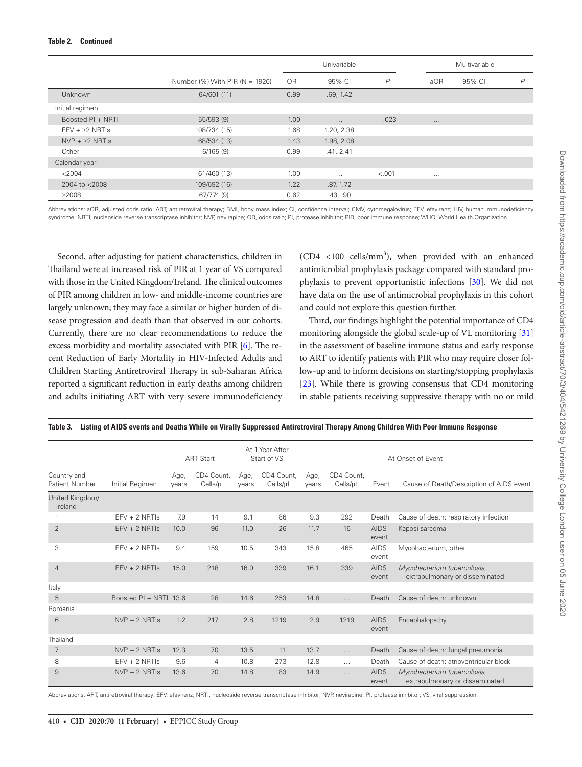**Table 2. Continued**

| | Number (%) With PIR (N = 1926) | Univariable | | | Multivariable | | |
|---|---|---|---|---|---|---|---|
| | | OR | 95% CI | *P* | aOR | 95% CI | *P* |
| Unknown | 64/601 (11) | 0.99 | .69, 1.42 | | | | |
| Initial regimen | | | | | | | |
| Boosted PI + NRTI | 55/593 (9) | 1.00 | … | .023 | … | | |
| EFV + ≥2 NRTIs | 108/734 (15) | 1.68 | 1.20, 2.38 | | | | |
| NVP + ≥2 NRTIs | 68/534 (13) | 1.43 | 1.98, 2.08 | | | | |
| Other | 6/165 (9) | 0.99 | .41, 2.41 | | | | |
| Calendar year | | | | | | | |
| <2004 | 61/460 (13) | 1.00 | … | <.001 | … | | |
| 2004 to <2008 | 109/692 (16) | 1.22 | .87, 1.72 | | | | |
| ≥2008 | 67/774 (9) | 0.62 | .43, .90 | | | | |

Abbreviations: aOR, adjusted odds ratio; ART, antiretroviral therapy; BMI, body mass index; CI, confidence interval; CMV, cytomegalovirus; EFV, efavirenz; HIV, human immunodeficiency syndrome; NRTI, nucleoside reverse transcriptase inhibitor; NVP, nevirapine; OR, odds ratio; PI, protease inhibitor; PIR, poor immune response; WHO, World Health Organization.

Second, after adjusting for patient characteristics, children in Thailand were at increased risk of PIR at 1 year of VS compared with those in the United Kingdom/Ireland. The clinical outcomes of PIR among children in low- and middle-income countries are largely unknown; they may face a similar or higher burden of disease progression and death than that observed in our cohorts. Currently, there are no clear recommendations to reduce the excess morbidity and mortality associated with PIR [6]. The recent Reduction of Early Mortality in HIV-Infected Adults and Children Starting Antiretroviral Therapy in sub-Saharan Africa reported a significant reduction in early deaths among children and adults initiating ART with very severe immunodeficiency (CD4 <100 cells/mm$^3$), when provided with an enhanced antimicrobial prophylaxis package compared with standard prophylaxis to prevent opportunistic infections [30]. We did not have data on the use of antimicrobial prophylaxis in this cohort and could not explore this question further.

Third, our findings highlight the potential importance of CD4 monitoring alongside the global scale-up of VL monitoring [31] in the assessment of baseline immune status and early response to ART to identify patients with PIR who may require closer follow-up and to inform decisions on starting/stopping prophylaxis [23]. While there is growing consensus that CD4 monitoring in stable patients receiving suppressive therapy with no or mild

**Table 3. Listing of AIDS events and Deaths While on Virally Suppressed Antiretroviral Therapy Among Children With Poor Immune Response**

| Country and Patient Number | Initial Regimen | ART Start | | At 1 Year After Start of VS | | At Onset of Event | | | |
|---|---|---|---|---|---|---|---|---|---|
| | | Age, years | CD4 Count, Cells/µL | Age, years | CD4 Count, Cells/µL | Age, years | CD4 Count, Cells/µL | Event | Cause of Death/Description of AIDS event |
| United Kingdom/Ireland | | | | | | | | | |
| 1 | EFV + 2 NRTIs | 7.9 | 14 | 9.1 | 186 | 9.3 | 292 | Death | Cause of death: respiratory infection |
| 2 | EFV + 2 NRTIs | 10.0 | 96 | 11.0 | 26 | 11.7 | 16 | AIDS event | Kaposi sarcoma |
| 3 | EFV + 2 NRTIs | 9.4 | 159 | 10.5 | 343 | 15.8 | 465 | AIDS event | Mycobacterium, other |
| 4 | EFV + 2 NRTIs | 15.0 | 218 | 16.0 | 339 | 16.1 | 339 | AIDS event | *Mycobacterium tuberculosis*, extrapulmonary or disseminated |
| Italy | | | | | | | | | |
| 5 | Boosted PI + NRTI | 13.6 | 28 | 14.6 | 253 | 14.8 | … | Death | Cause of death: unknown |
| Romania | | | | | | | | | |
| 6 | NVP + 2 NRTIs | 1.2 | 217 | 2.8 | 1219 | 2.9 | 1219 | AIDS event | Encephalopathy |
| Thailand | | | | | | | | | |
| 7 | NVP + 2 NRTIs | 12.3 | 70 | 13.5 | 11 | 13.7 | … | Death | Cause of death: fungal pneumonia |
| 8 | EFV + 2 NRTIs | 9.6 | 4 | 10.8 | 273 | 12.8 | … | Death | Cause of death: atrioventricular block |
| 9 | NVP + 2 NRTIs | 13.6 | 70 | 14.8 | 183 | 14.9 | … | AIDS event | *Mycobacterium tuberculosis*, extrapulmonary or disseminated |

Abbreviations: ART, antiretroviral therapy; EFV, efavirenz; NRTI, nucleoside reverse transcriptase inhibitor; NVP, nevirapine; PI, protease inhibitor; VS, viral suppression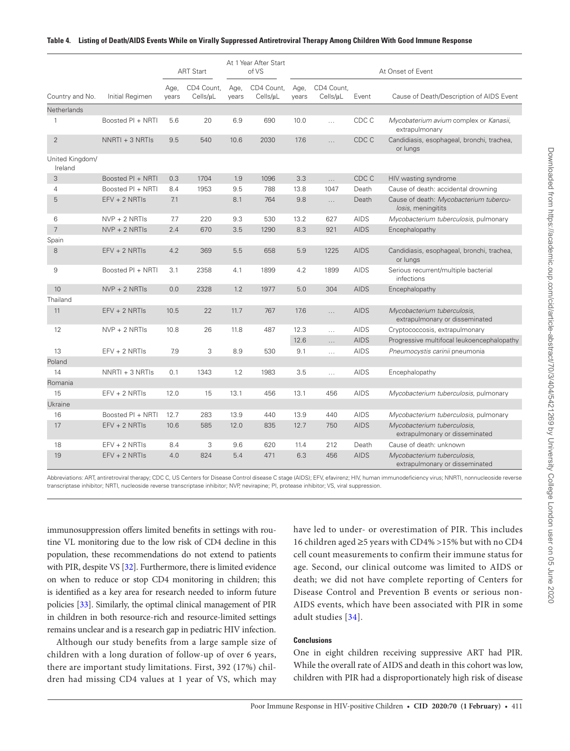**Table 4. Listing of Death/AIDS Events While on Virally Suppressed Antiretroviral Therapy Among Children With Good Immune Response**

| | | ART Start | | At 1 Year After Start of VS | | At Onset of Event | | | |
|---|---|---|---|---|---|---|---|---|---|
| Country and No. | Initial Regimen | Age, years | CD4 Count, Cells/µL | Age, years | CD4 Count, Cells/µL | Age, years | CD4 Count, Cells/µL | Event | Cause of Death/Description of AIDS Event |
| Netherlands | | | | | | | | | |
| 1 | Boosted PI + NRTI | 5.6 | 20 | 6.9 | 690 | 10.0 | … | CDC C | *Mycobaterium avium* complex or *Kanasii*, extrapulmonary |
| 2 | NNRTI + 3 NRTIs | 9.5 | 540 | 10.6 | 2030 | 17.6 | … | CDC C | Candidiasis, esophageal, bronchi, trachea, or lungs |
| United Kingdom/ Ireland | | | | | | | | | |
| 3 | Boosted PI + NRTI | 0.3 | 1704 | 1.9 | 1096 | 3.3 | … | CDC C | HIV wasting syndrome |
| 4 | Boosted PI + NRTI | 8.4 | 1953 | 9.5 | 788 | 13.8 | 1047 | Death | Cause of death: accidental drowning |
| 5 | EFV + 2 NRTIs | 7.1 | | 8.1 | 764 | 9.8 | … | Death | Cause of death: *Mycobacterium tuberculosis*, meningitits |
| 6 | NVP + 2 NRTIs | 7.7 | 220 | 9.3 | 530 | 13.2 | 627 | AIDS | *Mycobacterium tuberculosis*, pulmonary |
| 7 | NVP + 2 NRTIs | 2.4 | 670 | 3.5 | 1290 | 8.3 | 921 | AIDS | Encephalopathy |
| Spain | | | | | | | | | |
| 8 | EFV + 2 NRTIs | 4.2 | 369 | 5.5 | 658 | 5.9 | 1225 | AIDS | Candidiasis, esophageal, bronchi, trachea, or lungs |
| 9 | Boosted PI + NRTI | 3.1 | 2358 | 4.1 | 1899 | 4.2 | 1899 | AIDS | Serious recurrent/multiple bacterial infections |
| 10 | NVP + 2 NRTIs | 0.0 | 2328 | 1.2 | 1977 | 5.0 | 304 | AIDS | Encephalopathy |
| Thailand | | | | | | | | | |
| 11 | EFV + 2 NRTIs | 10.5 | 22 | 11.7 | 767 | 17.6 | … | AIDS | *Mycobacterium tuberculosis*, extrapulmonary or disseminated |
| 12 | NVP + 2 NRTIs | 10.8 | 26 | 11.8 | 487 | 12.3 | … | AIDS | Cryptococcosis, extrapulmonary |
| | | | | | | 12.6 | … | AIDS | Progressive multifocal leukoencephalopathy |
| 13 | EFV + 2 NRTIs | 7.9 | 3 | 8.9 | 530 | 9.1 | … | AIDS | *Pneumocystis carinii* pneumonia |
| Poland | | | | | | | | | |
| 14 | NNRTI + 3 NRTIs | 0.1 | 1343 | 1.2 | 1983 | 3.5 | … | AIDS | Encephalopathy |
| Romania | | | | | | | | | |
| 15 | EFV + 2 NRTIs | 12.0 | 15 | 13.1 | 456 | 13.1 | 456 | AIDS | *Mycobacterium tuberculosis*, pulmonary |
| Ukraine | | | | | | | | | |
| 16 | Boosted PI + NRTI | 12.7 | 283 | 13.9 | 440 | 13.9 | 440 | AIDS | *Mycobacterium tuberculosis*, pulmonary |
| 17 | EFV + 2 NRTIs | 10.6 | 585 | 12.0 | 835 | 12.7 | 750 | AIDS | *Mycobacterium tuberculosis*, extrapulmonary or disseminated |
| 18 | EFV + 2 NRTIs | 8.4 | 3 | 9.6 | 620 | 11.4 | 212 | Death | Cause of death: unknown |
| 19 | EFV + 2 NRTIs | 4.0 | 824 | 5.4 | 471 | 6.3 | 456 | AIDS | *Mycobacterium tuberculosis*, extrapulmonary or disseminated |

Abbreviations: ART, antiretroviral therapy; CDC C, US Centers for Disease Control disease C stage (AIDS); EFV, efavirenz; HIV, human immunodeficiency virus; NNRTI, nonnucleoside reverse transcriptase inhibitor; NRTI, nucleoside reverse transcriptase inhibitor; NVP, nevirapine; PI, protease inhibitor; VS, viral suppression.

immunosuppression offers limited benefits in settings with routine VL monitoring due to the low risk of CD4 decline in this population, these recommendations do not extend to patients with PIR, despite VS [32]. Furthermore, there is limited evidence on when to reduce or stop CD4 monitoring in children; this is identified as a key area for research needed to inform future policies [33]. Similarly, the optimal clinical management of PIR in children in both resource-rich and resource-limited settings remains unclear and is a research gap in pediatric HIV infection.

Although our study benefits from a large sample size of children with a long duration of follow-up of over 6 years, there are important study limitations. First, 392 (17%) children had missing CD4 values at 1 year of VS, which may have led to under- or overestimation of PIR. This includes 16 children aged ≥5 years with CD4% >15% but with no CD4 cell count measurements to confirm their immune status for age. Second, our clinical outcome was limited to AIDS or death; we did not have complete reporting of Centers for Disease Control and Prevention B events or serious non-AIDS events, which have been associated with PIR in some adult studies [34].

### Conclusions

One in eight children receiving suppressive ART had PIR. While the overall rate of AIDS and death in this cohort was low, children with PIR had a disproportionately high risk of disease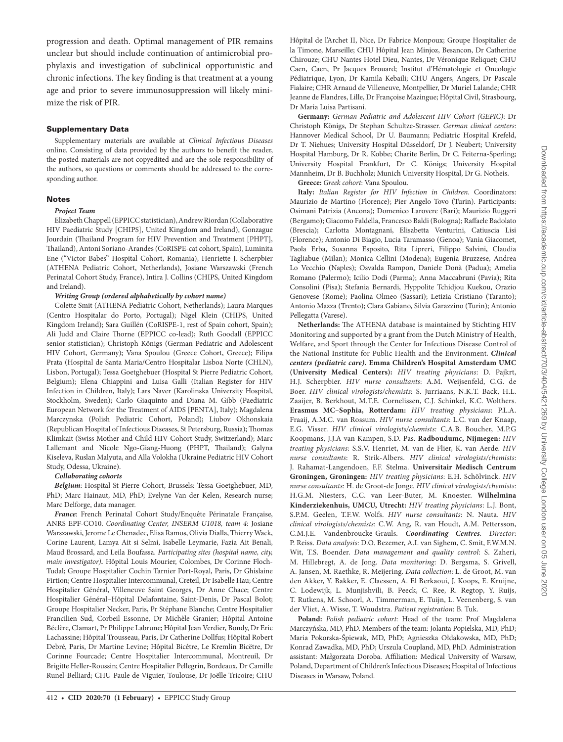progression and death. Optimal management of PIR remains unclear but should include continuation of antimicrobial prophylaxis and investigation of subclinical opportunistic and chronic infections. The key finding is that treatment at a young age and prior to severe immunosuppression will likely minimize the risk of PIR.

## Supplementary Data

Supplementary materials are available at *Clinical Infectious Diseases* online. Consisting of data provided by the authors to benefit the reader, the posted materials are not copyedited and are the sole responsibility of the authors, so questions or comments should be addressed to the corresponding author.

## Notes

***Project Team***

Elizabeth Chappell (EPPICC statistician), Andrew Riordan (Collaborative HIV Paediatric Study [CHIPS], United Kingdom and Ireland), Gonzague Jourdain (Thailand Program for HIV Prevention and Treatment [PHPT], Thailand), Antoni Soriano-Arandes (CoRISPE-cat cohort, Spain), Luminita Ene ("Victor Babes" Hospital Cohort, Romania), Henriette J. Scherpbier (ATHENA Pediatric Cohort, Netherlands), Josiane Warszawski (French Perinatal Cohort Study, France), Intira J. Collins (CHIPS, United Kingdom and Ireland).

***Writing Group (ordered alphabetically by cohort name)***

Colette Smit (ATHENA Pediatric Cohort, Netherlands); Laura Marques (Centro Hospitalar do Porto, Portugal); Nigel Klein (CHIPS, United Kingdom Ireland); Sara Guillén (CoRISPE-1, rest of Spain cohort, Spain); Ali Judd and Claire Thorne (EPPICC co-lead); Ruth Goodall (EPPICC senior statistician); Christoph Königs (German Pediatric and Adolescent HIV Cohort, Germany); Vana Spoulou (Greece Cohort, Greece); Filipa Prata (Hospital de Santa Maria/Centro Hospitalar Lisboa Norte (CHLN), Lisbon, Portugal); Tessa Goetghebuer (Hospital St Pierre Pediatric Cohort, Belgium); Elena Chiappini and Luisa Galli (Italian Register for HIV Infection in Children, Italy); Lars Naver (Karolinska University Hospital, Stockholm, Sweden); Carlo Giaquinto and Diana M. Gibb (Paediatric European Network for the Treatment of AIDS [PENTA], Italy); Magdalena Marczynska (Polish Pediatric Cohort, Poland); Liubov Okhonskaia (Republican Hospital of Infectious Diseases, St Petersburg, Russia); Thomas Klimkait (Swiss Mother and Child HIV Cohort Study, Switzerland); Marc Lallemant and Nicole Ngo-Giang-Huong (PHPT, Thailand); Galyna Kiseleva, Ruslan Malyuta, and Alla Volokha (Ukraine Pediatric HIV Cohort Study, Odessa, Ukraine).

***Collaborating cohorts***

***Belgium***: Hospital St Pierre Cohort, Brussels: Tessa Goetghebuer, MD, PhD; Marc Hainaut, MD, PhD; Evelyne Van der Kelen, Research nurse; Marc Delforge, data manager.

***France***: French Perinatal Cohort Study/Enquête Périnatale Française, ANRS EPF-CO10. *Coordinating Center, INSERM U1018, team 4*: Josiane Warszawski, Jerome Le Chenadec, Elisa Ramos, Olivia Dialla, Thierry Wack, Corine Laurent, Lamya Ait si Selmi, Isabelle Leymarie, Fazia Ait Benali, Maud Brossard, and Leila Boufassa. *Participating sites (hospital name, city, main investigator)*. Hôpital Louis Mourier, Colombes, Dr Corinne Floch-Tudal; Groupe Hospitalier Cochin Tarnier Port-Royal, Paris, Dr Ghislaine Firtion; Centre Hospitalier Intercommunal, Creteil, Dr Isabelle Hau; Centre Hospitalier Général, Villeneuve Saint Georges, Dr Anne Chace; Centre Hospitalier Général–Hôpital Delafontaine, Saint-Denis, Dr Pascal Bolot; Groupe Hospitalier Necker, Paris, Pr Stéphane Blanche; Centre Hospitalier Francilien Sud, Corbeil Essonne, Dr Michèle Granier; Hôpital Antoine Béclère, Clamart, Pr Philippe Labrune; Hôpital Jean Verdier, Bondy, Dr Eric Lachassine; Hôpital Trousseau, Paris, Dr Catherine Dollfus; Hôpital Robert Debré, Paris, Dr Martine Levine; Hôpital Bicêtre, Le Kremlin Bicëtre, Dr Corinne Fourcade; Centre Hospitalier Intercommunal, Montreuil, Dr Brigitte Heller-Roussin; Centre Hospitalier Pellegrin, Bordeaux, Dr Camille Runel-Belliard; CHU Paule de Viguier, Toulouse, Dr Joëlle Tricoire; CHU Hôpital de l'Archet II, Nice, Dr Fabrice Monpoux; Groupe Hospitalier de la Timone, Marseille; CHU Hôpital Jean Minjoz, Besancon, Dr Catherine Chirouze; CHU Nantes Hotel Dieu, Nantes, Dr Véronique Reliquet; CHU Caen, Caen, Pr Jacques Brouard; Institut d'Hématologie et Oncologie Pédiatrique, Lyon, Dr Kamila Kebaili; CHU Angers, Angers, Dr Pascale Fialaire; CHR Arnaud de Villeneuve, Montpellier, Dr Muriel Lalande; CHR Jeanne de Flandres, Lille, Dr Françoise Mazingue; Hôpital Civil, Strasbourg, Dr Maria Luisa Partisani.

**Germany:** *German Pediatric and Adolescent HIV Cohort (GEPIC)*: Dr Christoph Königs, Dr Stephan Schultze-Strasser. *German clinical centers*: Hannover Medical School, Dr U. Baumann; Pediatric Hospital Krefeld, Dr T. Niehues; University Hospital Düsseldorf, Dr J. Neubert; University Hospital Hamburg, Dr R. Kobbe; Charite Berlin, Dr C. Feiterna-Sperling; University Hospital Frankfurt, Dr C. Königs; University Hospital Mannheim, Dr B. Buchholz; Munich University Hospital, Dr G. Notheis.

**Greece:** *Greek cohort*: Vana Spoulou.

**Italy:** *Italian Register for HIV Infection in Children.* Coordinators: Maurizio de Martino (Florence); Pier Angelo Tovo (Turin). Participants: Osimani Patrizia (Ancona); Domenico Larovere (Bari); Maurizio Ruggeri (Bergamo); Giacomo Faldella, Francesco Baldi (Bologna); Raffaele Badolato (Brescia); Carlotta Montagnani, Elisabetta Venturini, Catiuscia Lisi (Florence); Antonio Di Biagio, Lucia Taramasso (Genoa); Vania Giacomet, Paola Erba, Susanna Esposito, Rita Lipreri, Filippo Salvini, Claudia Tagliabue (Milan); Monica Cellini (Modena); Eugenia Bruzzese, Andrea Lo Vecchio (Naples); Osvalda Rampon, Daniele Donà (Padua); Amelia Romano (Palermo); Icilio Dodi (Parma); Anna Maccabruni (Pavia); Rita Consolini (Pisa); Stefania Bernardi, Hyppolite Tchidjou Kuekou, Orazio Genovese (Rome); Paolina Olmeo (Sassari); Letizia Cristiano (Taranto); Antonio Mazza (Trento); Clara Gabiano, Silvia Garazzino (Turin); Antonio Pellegatta (Varese).

**Netherlands:** The ATHENA database is maintained by Stichting HIV Monitoring and supported by a grant from the Dutch Ministry of Health, Welfare, and Sport through the Center for Infectious Disease Control of the National Institute for Public Health and the Environment. ***Clinical centers (pediatric care)*****. Emma Children's Hospital Amsterdam UMC (University Medical Centers):** *HIV treating physicians*: D. Pajkrt, H.J. Scherpbier. *HIV nurse consultants*: A.M. Weijsenfeld, C.G. de Boer. *HIV clinical virologists/chemists*: S. Jurriaans, N.K.T. Back, H.L. Zaaijer, B. Berkhout, M.T.E. Cornelissen, C.J. Schinkel, K.C. Wolthers. **Erasmus MC–Sophia, Rotterdam:** *HIV treating physicians*: P.L.A. Fraaij, A.M.C. van Rossum. *HIV nurse consultants*: L.C. van der Knaap, E.G. Visser. *HIV clinical virologists/chemists:* C.A.B. Boucher, M.P.G Koopmans, J.J.A van Kampen, S.D. Pas. **Radboudumc, Nijmegen:** *HIV treating physicians*: S.S.V. Henriet, M. van de Flier, K. van Aerde. *HIV nurse consultants*: R. Strik-Albers. *HIV clinical virologists/chemists*: J. Rahamat-Langendoen, F.F. Stelma. **Universitair Medisch Centrum Groningen, Groningen:** *HIV treating physicians*: E.H. Schölvinck. *HIV nurse consultants*: H. de Groot-de Jonge. *HIV clinical virologists/chemists*: H.G.M. Niesters, C.C. van Leer-Buter, M. Knoester. **Wilhelmina Kinderziekenhuis, UMCU, Utrecht:** *HIV treating physicians*: L.J. Bont, S.P.M. Geelen, T.F.W. Wolfs. *HIV nurse consultants*: N. Nauta. *HIV clinical virologists/chemists*: C.W. Ang, R. van Houdt, A.M. Pettersson, C.M.J.E. Vandenbroucke-Grauls. ***Coordinating Centres***. *Director*: P. Reiss. *Data analysis*: D.O. Bezemer, A.I. van Sighem, C. Smit, F.W.M.N. Wit, T.S. Boender. *Data management and quality control*: S. Zaheri, M. Hillebregt, A. de Jong. *Data monitoring*: D. Bergsma, S. Grivell, A. Jansen, M. Raethke, R. Meijering. *Data collection*: L. de Groot, M. van den Akker, Y. Bakker, E. Claessen, A. El Berkaoui, J. Koops, E. Kruijne, C. Lodewijk, L. Munjishvili, B. Peeck, C. Ree, R. Regtop, Y. Ruijs, T. Rutkens, M. Schoorl, A. Timmerman, E. Tuijn, L. Veenenberg, S. van der Vliet, A. Wisse, T. Woudstra. *Patient registration*: B. Tuk.

**Poland:** *Polish pediatric cohort*: Head of the team: Prof Magdalena Marczyńska, MD, PhD. Members of the team: Jolanta Popielska, MD, PhD; Maria Pokorska-Śpiewak, MD, PhD; Agnieszka Ołdakowska, MD, PhD; Konrad Zawadka, MD, PhD; Urszula Coupland, MD, PhD. Administration assistant: Małgorzata Doroba. Affiliation: Medical University of Warsaw, Poland, Department of Children's Infectious Diseases; Hospital of Infectious Diseases in Warsaw, Poland.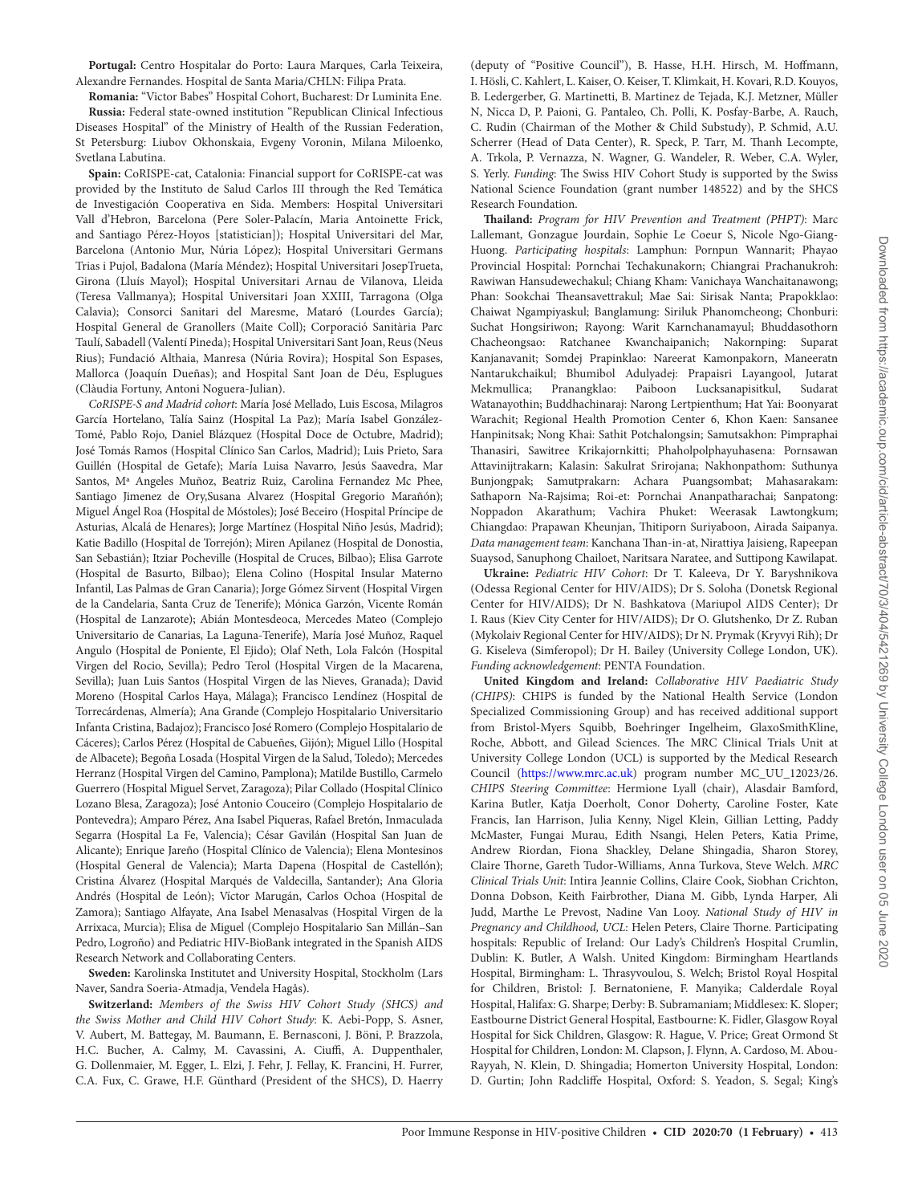**Portugal:** Centro Hospitalar do Porto: Laura Marques, Carla Teixeira, Alexandre Fernandes. Hospital de Santa Maria/CHLN: Filipa Prata.

**Romania:** "Victor Babes" Hospital Cohort, Bucharest: Dr Luminita Ene.

**Russia:** Federal state-owned institution "Republican Clinical Infectious Diseases Hospital" of the Ministry of Health of the Russian Federation, St Petersburg: Liubov Okhonskaia, Evgeny Voronin, Milana Miloenko, Svetlana Labutina.

**Spain:** CoRISPE-cat, Catalonia: Financial support for CoRISPE-cat was provided by the Instituto de Salud Carlos III through the Red Temática de Investigación Cooperativa en Sida. Members: Hospital Universitari Vall d'Hebron, Barcelona (Pere Soler-Palacín, Maria Antoinette Frick, and Santiago Pérez-Hoyos [statistician]); Hospital Universitari del Mar, Barcelona (Antonio Mur, Núria López); Hospital Universitari Germans Trias i Pujol, Badalona (María Méndez); Hospital Universitari JosepTrueta, Girona (Lluís Mayol); Hospital Universitari Arnau de Vilanova, Lleida (Teresa Vallmanya); Hospital Universitari Joan XXIII, Tarragona (Olga Calavia); Consorci Sanitari del Maresme, Mataró (Lourdes García); Hospital General de Granollers (Maite Coll); Corporació Sanitària Parc Taulí, Sabadell (Valentí Pineda); Hospital Universitari Sant Joan, Reus (Neus Rius); Fundació Althaia, Manresa (Núria Rovira); Hospital Son Espases, Mallorca (Joaquín Dueñas); and Hospital Sant Joan de Déu, Esplugues (Clàudia Fortuny, Antoni Noguera-Julian).

*CoRISPE-S and Madrid cohort*: María José Mellado, Luis Escosa, Milagros García Hortelano, Talía Sainz (Hospital La Paz); María Isabel González-Tomé, Pablo Rojo, Daniel Blázquez (Hospital Doce de Octubre, Madrid); José Tomás Ramos (Hospital Clínico San Carlos, Madrid); Luis Prieto, Sara Guillén (Hospital de Getafe); María Luisa Navarro, Jesús Saavedra, Mar Santos, Mª Angeles Muñoz, Beatriz Ruiz, Carolina Fernandez Mc Phee, Santiago Jimenez de Ory,Susana Alvarez (Hospital Gregorio Marañón); Miguel Ángel Roa (Hospital de Móstoles); José Beceiro (Hospital Príncipe de Asturias, Alcalá de Henares); Jorge Martínez (Hospital Niño Jesús, Madrid); Katie Badillo (Hospital de Torrejón); Miren Apilanez (Hospital de Donostia, San Sebastián); Itziar Pocheville (Hospital de Cruces, Bilbao); Elisa Garrote (Hospital de Basurto, Bilbao); Elena Colino (Hospital Insular Materno Infantil, Las Palmas de Gran Canaria); Jorge Gómez Sirvent (Hospital Virgen de la Candelaria, Santa Cruz de Tenerife); Mónica Garzón, Vicente Román (Hospital de Lanzarote); Abián Montesdeoca, Mercedes Mateo (Complejo Universitario de Canarias, La Laguna-Tenerife), María José Muñoz, Raquel Angulo (Hospital de Poniente, El Ejido); Olaf Neth, Lola Falcón (Hospital Virgen del Rocio, Sevilla); Pedro Terol (Hospital Virgen de la Macarena, Sevilla); Juan Luis Santos (Hospital Virgen de las Nieves, Granada); David Moreno (Hospital Carlos Haya, Málaga); Francisco Lendínez (Hospital de Torrecárdenas, Almería); Ana Grande (Complejo Hospitalario Universitario Infanta Cristina, Badajoz); Francisco José Romero (Complejo Hospitalario de Cáceres); Carlos Pérez (Hospital de Cabueñes, Gijón); Miguel Lillo (Hospital de Albacete); Begoña Losada (Hospital Virgen de la Salud, Toledo); Mercedes Herranz (Hospital Virgen del Camino, Pamplona); Matilde Bustillo, Carmelo Guerrero (Hospital Miguel Servet, Zaragoza); Pilar Collado (Hospital Clínico Lozano Blesa, Zaragoza); José Antonio Couceiro (Complejo Hospitalario de Pontevedra); Amparo Pérez, Ana Isabel Piqueras, Rafael Bretón, Inmaculada Segarra (Hospital La Fe, Valencia); César Gavilán (Hospital San Juan de Alicante); Enrique Jareño (Hospital Clínico de Valencia); Elena Montesinos (Hospital General de Valencia); Marta Dapena (Hospital de Castellón); Cristina Álvarez (Hospital Marqués de Valdecilla, Santander); Ana Gloria Andrés (Hospital de León); Víctor Marugán, Carlos Ochoa (Hospital de Zamora); Santiago Alfayate, Ana Isabel Menasalvas (Hospital Virgen de la Arrixaca, Murcia); Elisa de Miguel (Complejo Hospitalario San Millán–San Pedro, Logroño) and Pediatric HIV-BioBank integrated in the Spanish AIDS Research Network and Collaborating Centers.

**Sweden:** Karolinska Institutet and University Hospital, Stockholm (Lars Naver, Sandra Soeria-Atmadja, Vendela Hagås).

**Switzerland:** *Members of the Swiss HIV Cohort Study (SHCS) and the Swiss Mother and Child HIV Cohort Study*: K. Aebi-Popp, S. Asner, V. Aubert, M. Battegay, M. Baumann, E. Bernasconi, J. Böni, P. Brazzola, H.C. Bucher, A. Calmy, M. Cavassini, A. Ciuffi, A. Duppenthaler, G. Dollenmaier, M. Egger, L. Elzi, J. Fehr, J. Fellay, K. Francini, H. Furrer, C.A. Fux, C. Grawe, H.F. Günthard (President of the SHCS), D. Haerry (deputy of "Positive Council"), B. Hasse, H.H. Hirsch, M. Hoffmann, I. Hösli, C. Kahlert, L. Kaiser, O. Keiser, T. Klimkait, H. Kovari, R.D. Kouyos, B. Ledergerber, G. Martinetti, B. Martinez de Tejada, K.J. Metzner, Müller N, Nicca D, P. Paioni, G. Pantaleo, Ch. Polli, K. Posfay-Barbe, A. Rauch, C. Rudin (Chairman of the Mother & Child Substudy), P. Schmid, A.U. Scherrer (Head of Data Center), R. Speck, P. Tarr, M. Thanh Lecompte, A. Trkola, P. Vernazza, N. Wagner, G. Wandeler, R. Weber, C.A. Wyler, S. Yerly. *Funding*: The Swiss HIV Cohort Study is supported by the Swiss National Science Foundation (grant number 148522) and by the SHCS Research Foundation.

**Thailand:** *Program for HIV Prevention and Treatment (PHPT)*: Marc Lallemant, Gonzague Jourdain, Sophie Le Coeur S, Nicole Ngo-Giang-Huong. *Participating hospitals*: Lamphun: Pornpun Wannarit; Phayao Provincial Hospital: Pornchai Techakunakorn; Chiangrai Prachanukroh: Rawiwan Hansudewechakul; Chiang Kham: Vanichaya Wanchaitanawong; Phan: Sookchai Theansavettrakul; Mae Sai: Sirisak Nanta; Prapokklao: Chaiwat Ngampiyaskul; Banglamung: Siriluk Phanomcheong; Chonburi: Suchat Hongsiriwon; Rayong: Warit Karnchanamayul; Bhuddasothorn Chacheongsao: Ratchanee Kwanchaipanich; Nakornping: Suparat Kanjanavanit; Somdej Prapinklao: Nareerat Kamonpakorn, Maneeratn Nantarukchaikul; Bhumibol Adulyadej: Prapaisri Layangool, Jutarat Mekmullica; Pranangklao: Paiboon Lucksanapisitkul, Sudarat Watanayothin; Buddhachinaraj: Narong Lertpienthum; Hat Yai: Boonyarat Warachit; Regional Health Promotion Center 6, Khon Kaen: Sansanee Hanpinitsak; Nong Khai: Sathit Potchalongsin; Samutsakhon: Pimpraphai Thanasiri, Sawitree Krikajornkitti; Phaholpolphayuhasena: Pornsawan Attavinijtrakarn; Kalasin: Sakulrat Srirojana; Nakhonpathom: Suthunya Bunjongpak; Samutprakarn: Achara Puangsombat; Mahasarakam: Sathaporn Na-Rajsima; Roi-et: Pornchai Ananpatharachai; Sanpatong: Noppadon Akarathum; Vachira Phuket: Weerasak Lawtongkum; Chiangdao: Prapawan Kheunjan, Thitiporn Suriyaboon, Airada Saipanya. *Data management team*: Kanchana Than-in-at, Nirattiya Jaisieng, Rapeepan Suaysod, Sanuphong Chailoet, Naritsara Naratee, and Suttipong Kawilapat.

**Ukraine:** *Pediatric HIV Cohort*: Dr T. Kaleeva, Dr Y. Baryshnikova (Odessa Regional Center for HIV/AIDS); Dr S. Soloha (Donetsk Regional Center for HIV/AIDS); Dr N. Bashkatova (Mariupol AIDS Center); Dr I. Raus (Kiev City Center for HIV/AIDS); Dr O. Glutshenko, Dr Z. Ruban (Mykolaiv Regional Center for HIV/AIDS); Dr N. Prymak (Kryvyi Rih); Dr G. Kiseleva (Simferopol); Dr H. Bailey (University College London, UK). *Funding acknowledgement*: PENTA Foundation.

**United Kingdom and Ireland:** *Collaborative HIV Paediatric Study (CHIPS)*: CHIPS is funded by the National Health Service (London Specialized Commissioning Group) and has received additional support from Bristol-Myers Squibb, Boehringer Ingelheim, GlaxoSmithKline, Roche, Abbott, and Gilead Sciences. The MRC Clinical Trials Unit at University College London (UCL) is supported by the Medical Research Council (https://www.mrc.ac.uk) program number MC_UU_12023/26. *CHIPS Steering Committee*: Hermione Lyall (chair), Alasdair Bamford, Karina Butler, Katja Doerholt, Conor Doherty, Caroline Foster, Kate Francis, Ian Harrison, Julia Kenny, Nigel Klein, Gillian Letting, Paddy McMaster, Fungai Murau, Edith Nsangi, Helen Peters, Katia Prime, Andrew Riordan, Fiona Shackley, Delane Shingadia, Sharon Storey, Claire Thorne, Gareth Tudor-Williams, Anna Turkova, Steve Welch. *MRC Clinical Trials Unit*: Intira Jeannie Collins, Claire Cook, Siobhan Crichton, Donna Dobson, Keith Fairbrother, Diana M. Gibb, Lynda Harper, Ali Judd, Marthe Le Prevost, Nadine Van Looy. *National Study of HIV in Pregnancy and Childhood, UCL*: Helen Peters, Claire Thorne. Participating hospitals: Republic of Ireland: Our Lady's Children's Hospital Crumlin, Dublin: K. Butler, A Walsh. United Kingdom: Birmingham Heartlands Hospital, Birmingham: L. Thrasyvoulou, S. Welch; Bristol Royal Hospital for Children, Bristol: J. Bernatoniene, F. Manyika; Calderdale Royal Hospital, Halifax: G. Sharpe; Derby: B. Subramaniam; Middlesex: K. Sloper; Eastbourne District General Hospital, Eastbourne: K. Fidler, Glasgow Royal Hospital for Sick Children, Glasgow: R. Hague, V. Price; Great Ormond St Hospital for Children, London: M. Clapson, J. Flynn, A. Cardoso, M. Abou-Rayyah, N. Klein, D. Shingadia; Homerton University Hospital, London: D. Gurtin; John Radcliffe Hospital, Oxford: S. Yeadon, S. Segal; King's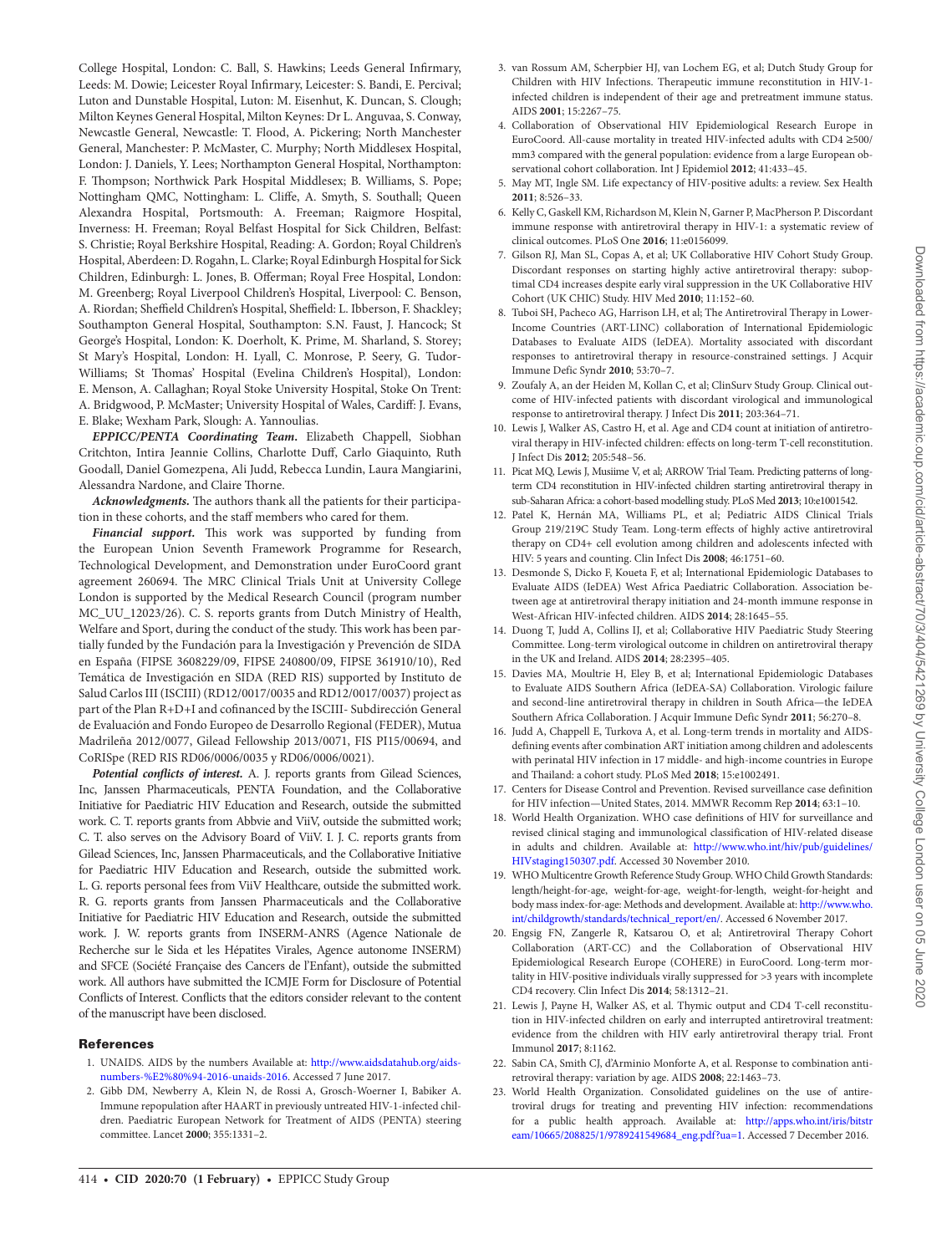College Hospital, London: C. Ball, S. Hawkins; Leeds General Infirmary, Leeds: M. Dowie; Leicester Royal Infirmary, Leicester: S. Bandi, E. Percival; Luton and Dunstable Hospital, Luton: M. Eisenhut, K. Duncan, S. Clough; Milton Keynes General Hospital, Milton Keynes: Dr L. Anguvaa, S. Conway, Newcastle General, Newcastle: T. Flood, A. Pickering; North Manchester General, Manchester: P. McMaster, C. Murphy; North Middlesex Hospital, London: J. Daniels, Y. Lees; Northampton General Hospital, Northampton: F. Thompson; Northwick Park Hospital Middlesex; B. Williams, S. Pope; Nottingham QMC, Nottingham: L. Cliffe, A. Smyth, S. Southall; Queen Alexandra Hospital, Portsmouth: A. Freeman; Raigmore Hospital, Inverness: H. Freeman; Royal Belfast Hospital for Sick Children, Belfast: S. Christie; Royal Berkshire Hospital, Reading: A. Gordon; Royal Children's Hospital, Aberdeen: D. Rogahn, L. Clarke; Royal Edinburgh Hospital for Sick Children, Edinburgh: L. Jones, B. Offerman; Royal Free Hospital, London: M. Greenberg; Royal Liverpool Children's Hospital, Liverpool: C. Benson, A. Riordan; Sheffield Children's Hospital, Sheffield: L. Ibberson, F. Shackley; Southampton General Hospital, Southampton: S.N. Faust, J. Hancock; St George's Hospital, London: K. Doerholt, K. Prime, M. Sharland, S. Storey; St Mary's Hospital, London: H. Lyall, C. Monrose, P. Seery, G. Tudor-Williams; St Thomas' Hospital (Evelina Children's Hospital), London: E. Menson, A. Callaghan; Royal Stoke University Hospital, Stoke On Trent: A. Bridgwood, P. McMaster; University Hospital of Wales, Cardiff: J. Evans, E. Blake; Wexham Park, Slough: A. Yannoulias.

***EPPICC/PENTA Coordinating Team.*** Elizabeth Chappell, Siobhan Critchton, Intira Jeannie Collins, Charlotte Duff, Carlo Giaquinto, Ruth Goodall, Daniel Gomezpena, Ali Judd, Rebecca Lundin, Laura Mangiarini, Alessandra Nardone, and Claire Thorne.

***Acknowledgments.*** The authors thank all the patients for their participation in these cohorts, and the staff members who cared for them.

***Financial support.*** This work was supported by funding from the European Union Seventh Framework Programme for Research, Technological Development, and Demonstration under EuroCoord grant agreement 260694. The MRC Clinical Trials Unit at University College London is supported by the Medical Research Council (program number MC_UU_12023/26). C. S. reports grants from Dutch Ministry of Health, Welfare and Sport, during the conduct of the study. This work has been partially funded by the Fundación para la Investigación y Prevención de SIDA en España (FIPSE 3608229/09, FIPSE 240800/09, FIPSE 361910/10), Red Temática de Investigación en SIDA (RED RIS) supported by Instituto de Salud Carlos III (ISCIII) (RD12/0017/0035 and RD12/0017/0037) project as part of the Plan R+D+I and cofinanced by the ISCIII- Subdirección General de Evaluación and Fondo Europeo de Desarrollo Regional (FEDER), Mutua Madrileña 2012/0077, Gilead Fellowship 2013/0071, FIS PI15/00694, and CoRISpe (RED RIS RD06/0006/0035 y RD06/0006/0021).

***Potential conflicts of interest.*** A. J. reports grants from Gilead Sciences, Inc, Janssen Pharmaceuticals, PENTA Foundation, and the Collaborative Initiative for Paediatric HIV Education and Research, outside the submitted work. C. T. reports grants from Abbvie and ViiV, outside the submitted work; C. T. also serves on the Advisory Board of ViiV. I. J. C. reports grants from Gilead Sciences, Inc, Janssen Pharmaceuticals, and the Collaborative Initiative for Paediatric HIV Education and Research, outside the submitted work. L. G. reports personal fees from ViiV Healthcare, outside the submitted work. R. G. reports grants from Janssen Pharmaceuticals and the Collaborative Initiative for Paediatric HIV Education and Research, outside the submitted work. J. W. reports grants from INSERM-ANRS (Agence Nationale de Recherche sur le Sida et les Hépatites Virales, Agence autonome INSERM) and SFCE (Société Française des Cancers de l'Enfant), outside the submitted work. All authors have submitted the ICMJE Form for Disclosure of Potential Conflicts of Interest. Conflicts that the editors consider relevant to the content of the manuscript have been disclosed.

## References

1. UNAIDS. AIDS by the numbers Available at: http://www.aidsdatahub.org/aids-numbers-%E2%80%94-2016-unaids-2016. Accessed 7 June 2017.
2. Gibb DM, Newberry A, Klein N, de Rossi A, Grosch-Woerner I, Babiker A. Immune repopulation after HAART in previously untreated HIV-1-infected children. Paediatric European Network for Treatment of AIDS (PENTA) steering committee. Lancet **2000**; 355:1331–2.
3. van Rossum AM, Scherpbier HJ, van Lochem EG, et al; Dutch Study Group for Children with HIV Infections. Therapeutic immune reconstitution in HIV-1-infected children is independent of their age and pretreatment immune status. AIDS **2001**; 15:2267–75.
4. Collaboration of Observational HIV Epidemiological Research Europe in EuroCoord. All-cause mortality in treated HIV-infected adults with CD4 ≥500/mm3 compared with the general population: evidence from a large European observational cohort collaboration. Int J Epidemiol **2012**; 41:433–45.
5. May MT, Ingle SM. Life expectancy of HIV-positive adults: a review. Sex Health **2011**; 8:526–33.
6. Kelly C, Gaskell KM, Richardson M, Klein N, Garner P, MacPherson P. Discordant immune response with antiretroviral therapy in HIV-1: a systematic review of clinical outcomes. PLoS One **2016**; 11:e0156099.
7. Gilson RJ, Man SL, Copas A, et al; UK Collaborative HIV Cohort Study Group. Discordant responses on starting highly active antiretroviral therapy: suboptimal CD4 increases despite early viral suppression in the UK Collaborative HIV Cohort (UK CHIC) Study. HIV Med **2010**; 11:152–60.
8. Tuboi SH, Pacheco AG, Harrison LH, et al; The Antiretroviral Therapy in Lower-Income Countries (ART-LINC) collaboration of International Epidemiologic Databases to Evaluate AIDS (IeDEA). Mortality associated with discordant responses to antiretroviral therapy in resource-constrained settings. J Acquir Immune Defic Syndr **2010**; 53:70–7.
9. Zoufaly A, an der Heiden M, Kollan C, et al; ClinSurv Study Group. Clinical outcome of HIV-infected patients with discordant virological and immunological response to antiretroviral therapy. J Infect Dis **2011**; 203:364–71.
10. Lewis J, Walker AS, Castro H, et al. Age and CD4 count at initiation of antiretroviral therapy in HIV-infected children: effects on long-term T-cell reconstitution. J Infect Dis **2012**; 205:548–56.
11. Picat MQ, Lewis J, Musiime V, et al; ARROW Trial Team. Predicting patterns of long-term CD4 reconstitution in HIV-infected children starting antiretroviral therapy in sub-Saharan Africa: a cohort-based modelling study. PLoS Med **2013**; 10:e1001542.
12. Patel K, Hernán MA, Williams PL, et al; Pediatric AIDS Clinical Trials Group 219/219C Study Team. Long-term effects of highly active antiretroviral therapy on CD4+ cell evolution among children and adolescents infected with HIV: 5 years and counting. Clin Infect Dis **2008**; 46:1751–60.
13. Desmonde S, Dicko F, Koueta F, et al; International Epidemiologic Databases to Evaluate AIDS (IeDEA) West Africa Paediatric Collaboration. Association between age at antiretroviral therapy initiation and 24-month immune response in West-African HIV-infected children. AIDS **2014**; 28:1645–55.
14. Duong T, Judd A, Collins IJ, et al; Collaborative HIV Paediatric Study Steering Committee. Long-term virological outcome in children on antiretroviral therapy in the UK and Ireland. AIDS **2014**; 28:2395–405.
15. Davies MA, Moultrie H, Eley B, et al; International Epidemiologic Databases to Evaluate AIDS Southern Africa (IeDEA-SA) Collaboration. Virologic failure and second-line antiretroviral therapy in children in South Africa—the IeDEA Southern Africa Collaboration. J Acquir Immune Defic Syndr **2011**; 56:270–8.
16. Judd A, Chappell E, Turkova A, et al. Long-term trends in mortality and AIDS-defining events after combination ART initiation among children and adolescents with perinatal HIV infection in 17 middle- and high-income countries in Europe and Thailand: a cohort study. PLoS Med **2018**; 15:e1002491.
17. Centers for Disease Control and Prevention. Revised surveillance case definition for HIV infection—United States, 2014. MMWR Recomm Rep **2014**; 63:1–10.
18. World Health Organization. WHO case definitions of HIV for surveillance and revised clinical staging and immunological classification of HIV-related disease in adults and children. Available at: http://www.who.int/hiv/pub/guidelines/HIVstaging150307.pdf. Accessed 30 November 2010.
19. WHO Multicentre Growth Reference Study Group. WHO Child Growth Standards: length/height-for-age, weight-for-age, weight-for-length, weight-for-height and body mass index-for-age: Methods and development. Available at: http://www.who.int/childgrowth/standards/technical_report/en/. Accessed 6 November 2017.
20. Engsig FN, Zangerle R, Katsarou O, et al; Antiretroviral Therapy Cohort Collaboration (ART-CC) and the Collaboration of Observational HIV Epidemiological Research Europe (COHERE) in EuroCoord. Long-term mortality in HIV-positive individuals virally suppressed for >3 years with incomplete CD4 recovery. Clin Infect Dis **2014**; 58:1312–21.
21. Lewis J, Payne H, Walker AS, et al. Thymic output and CD4 T-cell reconstitution in HIV-infected children on early and interrupted antiretroviral treatment: evidence from the children with HIV early antiretroviral therapy trial. Front Immunol **2017**; 8:1162.
22. Sabin CA, Smith CJ, d'Arminio Monforte A, et al. Response to combination antiretroviral therapy: variation by age. AIDS **2008**; 22:1463–73.
23. World Health Organization. Consolidated guidelines on the use of antiretroviral drugs for treating and preventing HIV infection: recommendations for a public health approach. Available at: http://apps.who.int/iris/bitstream/10665/208825/1/9789241549684_eng.pdf?ua=1. Accessed 7 December 2016.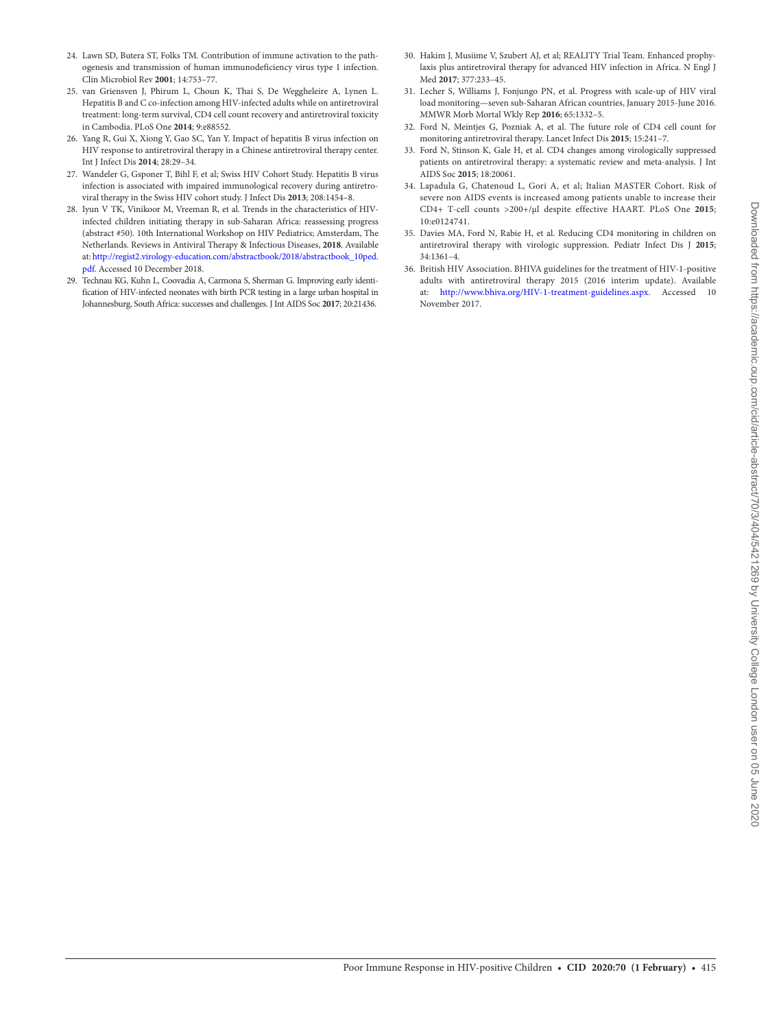24. Lawn SD, Butera ST, Folks TM. Contribution of immune activation to the pathogenesis and transmission of human immunodeficiency virus type 1 infection. Clin Microbiol Rev **2001**; 14:753–77.
25. van Griensven J, Phirum L, Choun K, Thai S, De Weggheleire A, Lynen L. Hepatitis B and C co-infection among HIV-infected adults while on antiretroviral treatment: long-term survival, CD4 cell count recovery and antiretroviral toxicity in Cambodia. PLoS One **2014**; 9:e88552.
26. Yang R, Gui X, Xiong Y, Gao SC, Yan Y. Impact of hepatitis B virus infection on HIV response to antiretroviral therapy in a Chinese antiretroviral therapy center. Int J Infect Dis **2014**; 28:29–34.
27. Wandeler G, Gsponer T, Bihl F, et al; Swiss HIV Cohort Study. Hepatitis B virus infection is associated with impaired immunological recovery during antiretroviral therapy in the Swiss HIV cohort study. J Infect Dis **2013**; 208:1454–8.
28. Iyun V TK, Vinikoor M, Vreeman R, et al. Trends in the characteristics of HIV-infected children initiating therapy in sub-Saharan Africa: reassessing progress (abstract #50). 10th International Workshop on HIV Pediatrics; Amsterdam, The Netherlands. Reviews in Antiviral Therapy & Infectious Diseases, **2018**. Available at: http://regist2.virology-education.com/abstractbook/2018/abstractbook_10ped.pdf. Accessed 10 December 2018.
29. Technau KG, Kuhn L, Coovadia A, Carmona S, Sherman G. Improving early identification of HIV-infected neonates with birth PCR testing in a large urban hospital in Johannesburg, South Africa: successes and challenges. J Int AIDS Soc **2017**; 20:21436.
30. Hakim J, Musiime V, Szubert AJ, et al; REALITY Trial Team. Enhanced prophylaxis plus antiretroviral therapy for advanced HIV infection in Africa. N Engl J Med **2017**; 377:233–45.
31. Lecher S, Williams J, Fonjungo PN, et al. Progress with scale-up of HIV viral load monitoring—seven sub-Saharan African countries, January 2015-June 2016. MMWR Morb Mortal Wkly Rep **2016**; 65:1332–5.
32. Ford N, Meintjes G, Pozniak A, et al. The future role of CD4 cell count for monitoring antiretroviral therapy. Lancet Infect Dis **2015**; 15:241–7.
33. Ford N, Stinson K, Gale H, et al. CD4 changes among virologically suppressed patients on antiretroviral therapy: a systematic review and meta-analysis. J Int AIDS Soc **2015**; 18:20061.
34. Lapadula G, Chatenoud L, Gori A, et al; Italian MASTER Cohort. Risk of severe non AIDS events is increased among patients unable to increase their CD4+ T-cell counts >200+/μl despite effective HAART. PLoS One **2015**; 10:e0124741.
35. Davies MA, Ford N, Rabie H, et al. Reducing CD4 monitoring in children on antiretroviral therapy with virologic suppression. Pediatr Infect Dis J **2015**; 34:1361–4.
36. British HIV Association. BHIVA guidelines for the treatment of HIV-1-positive adults with antiretroviral therapy 2015 (2016 interim update). Available at: http://www.bhiva.org/HIV-1-treatment-guidelines.aspx. Accessed 10 November 2017.